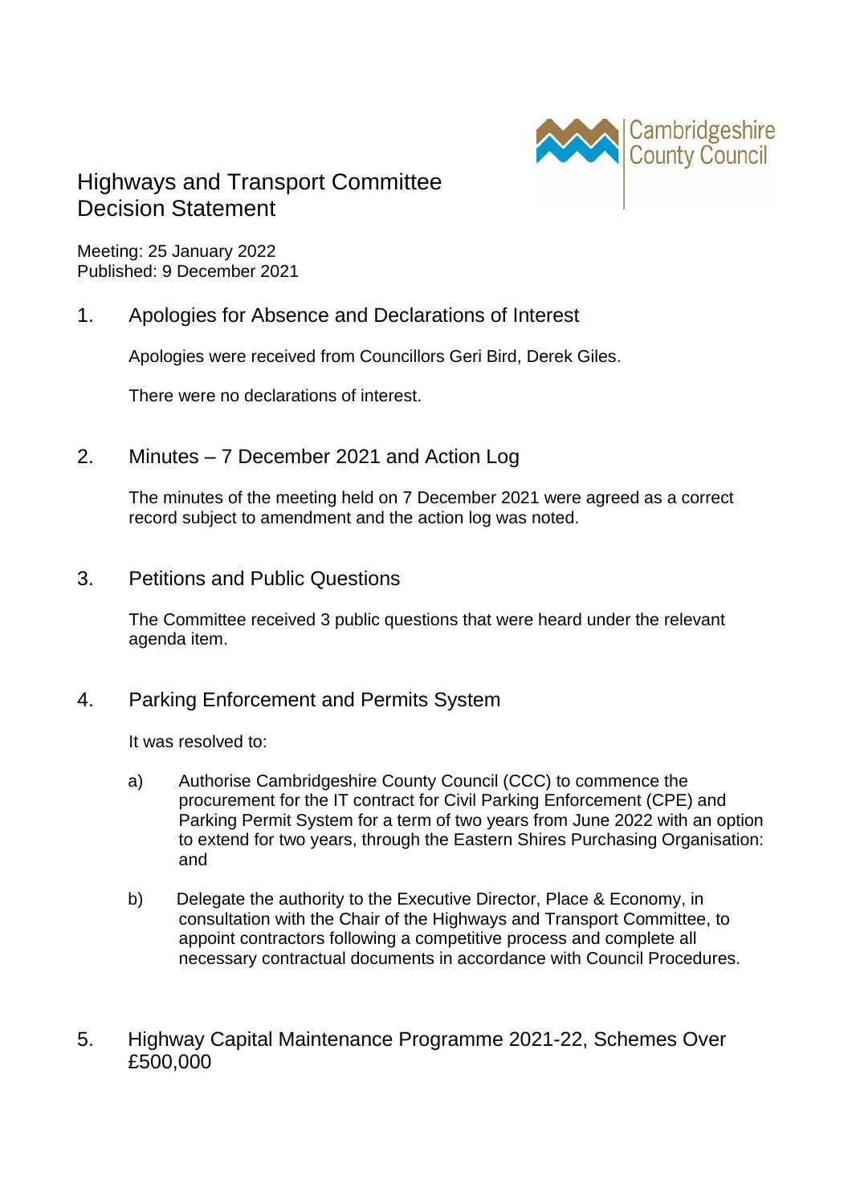Cambridgeshire County Council

# Highways and Transport Committee Decision Statement

Meeting: 25 January 2022
Published: 9 December 2021

## 1. Apologies for Absence and Declarations of Interest

Apologies were received from Councillors Geri Bird, Derek Giles.

There were no declarations of interest.

## 2. Minutes – 7 December 2021 and Action Log

The minutes of the meeting held on 7 December 2021 were agreed as a correct record subject to amendment and the action log was noted.

## 3. Petitions and Public Questions

The Committee received 3 public questions that were heard under the relevant agenda item.

## 4. Parking Enforcement and Permits System

It was resolved to:

a) Authorise Cambridgeshire County Council (CCC) to commence the procurement for the IT contract for Civil Parking Enforcement (CPE) and Parking Permit System for a term of two years from June 2022 with an option to extend for two years, through the Eastern Shires Purchasing Organisation: and

b) Delegate the authority to the Executive Director, Place & Economy, in consultation with the Chair of the Highways and Transport Committee, to appoint contractors following a competitive process and complete all necessary contractual documents in accordance with Council Procedures.

## 5. Highway Capital Maintenance Programme 2021-22, Schemes Over £500,000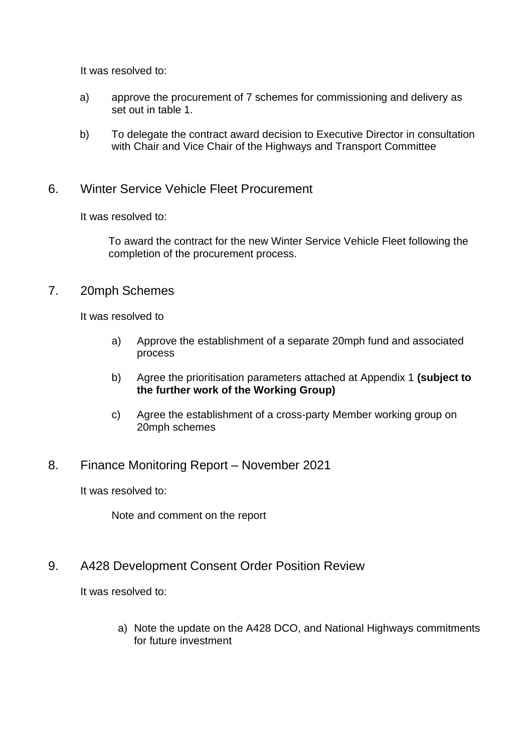It was resolved to:

a) approve the procurement of 7 schemes for commissioning and delivery as set out in table 1.

b) To delegate the contract award decision to Executive Director in consultation with Chair and Vice Chair of the Highways and Transport Committee

## 6. Winter Service Vehicle Fleet Procurement

It was resolved to:

To award the contract for the new Winter Service Vehicle Fleet following the completion of the procurement process.

## 7. 20mph Schemes

It was resolved to

a) Approve the establishment of a separate 20mph fund and associated process

b) Agree the prioritisation parameters attached at Appendix 1 **(subject to the further work of the Working Group)**

c) Agree the establishment of a cross-party Member working group on 20mph schemes

## 8. Finance Monitoring Report – November 2021

It was resolved to:

Note and comment on the report

## 9. A428 Development Consent Order Position Review

It was resolved to:

a) Note the update on the A428 DCO, and National Highways commitments for future investment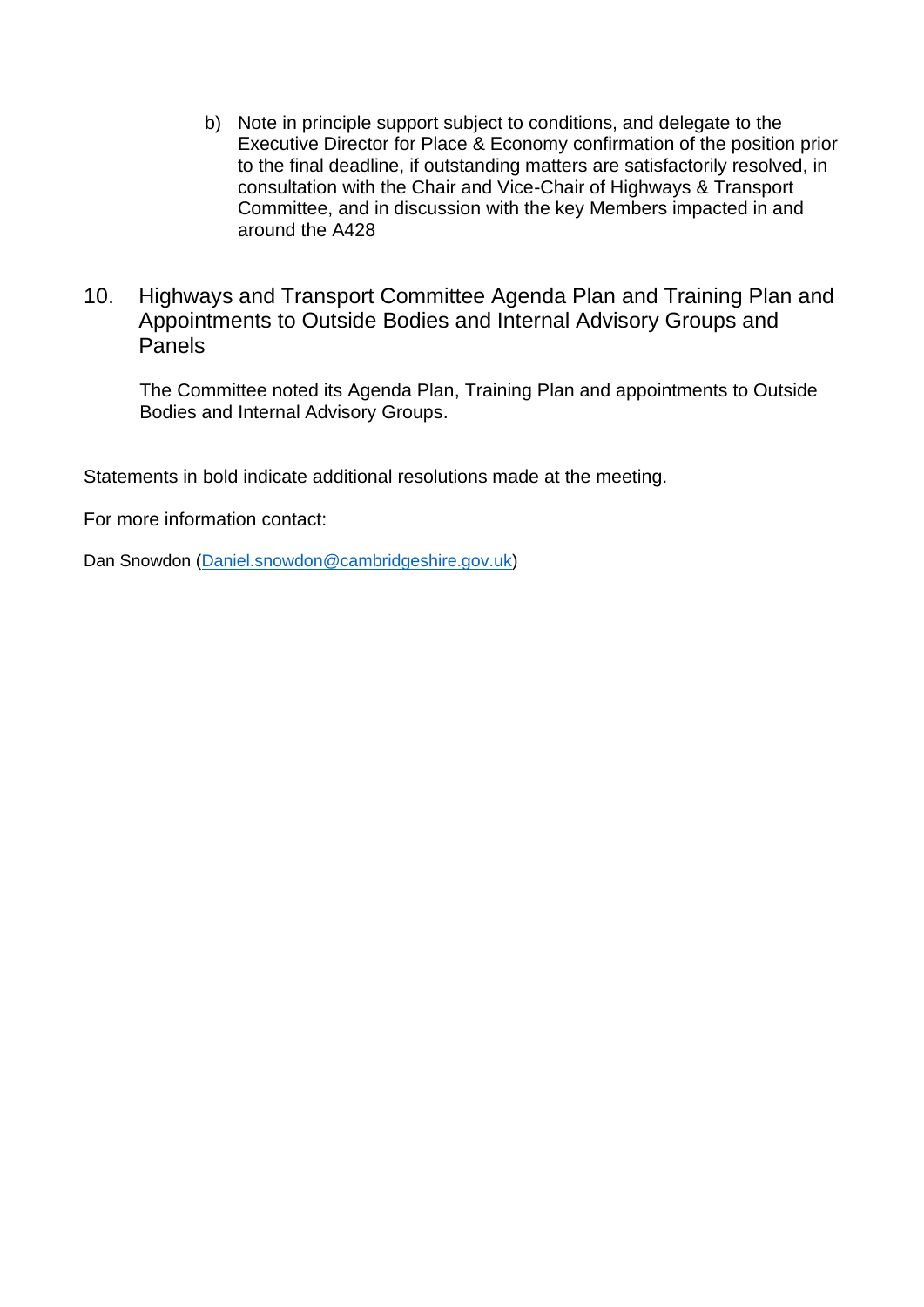b) Note in principle support subject to conditions, and delegate to the Executive Director for Place & Economy confirmation of the position prior to the final deadline, if outstanding matters are satisfactorily resolved, in consultation with the Chair and Vice-Chair of Highways & Transport Committee, and in discussion with the key Members impacted in and around the A428

## 10. Highways and Transport Committee Agenda Plan and Training Plan and Appointments to Outside Bodies and Internal Advisory Groups and Panels

The Committee noted its Agenda Plan, Training Plan and appointments to Outside Bodies and Internal Advisory Groups.

Statements in bold indicate additional resolutions made at the meeting.

For more information contact:

Dan Snowdon (Daniel.snowdon@cambridgeshire.gov.uk)